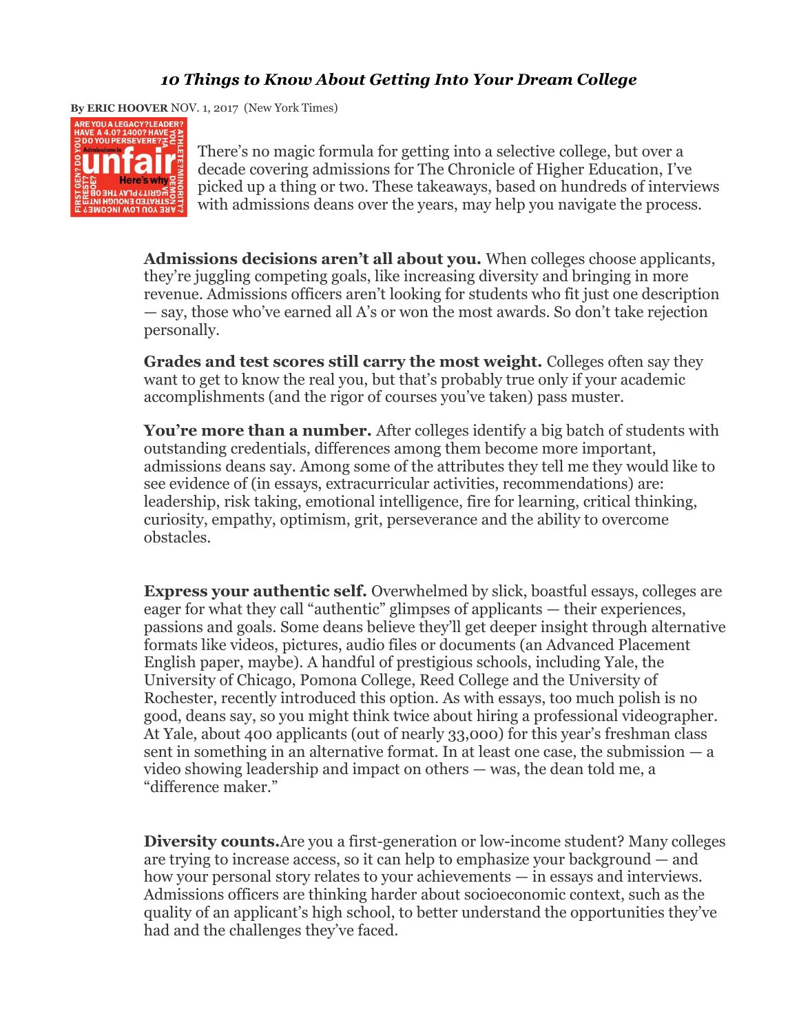# *10 Things to Know About Getting Into Your Dream College*

**By ERIC HOOVER** NOV. 1, 2017 (New York Times)

There's no magic formula for getting into a selective college, but over a decade covering admissions for The Chronicle of Higher Education, I've picked up a thing or two. These takeaways, based on hundreds of interviews with admissions deans over the years, may help you navigate the process.

**Admissions decisions aren't all about you.** When colleges choose applicants, they're juggling competing goals, like increasing diversity and bringing in more revenue. Admissions officers aren't looking for students who fit just one description — say, those who've earned all A's or won the most awards. So don't take rejection personally.

**Grades and test scores still carry the most weight.** Colleges often say they want to get to know the real you, but that's probably true only if your academic accomplishments (and the rigor of courses you've taken) pass muster.

**You're more than a number.** After colleges identify a big batch of students with outstanding credentials, differences among them become more important, admissions deans say. Among some of the attributes they tell me they would like to see evidence of (in essays, extracurricular activities, recommendations) are: leadership, risk taking, emotional intelligence, fire for learning, critical thinking, curiosity, empathy, optimism, grit, perseverance and the ability to overcome obstacles.

**Express your authentic self.** Overwhelmed by slick, boastful essays, colleges are eager for what they call "authentic" glimpses of applicants — their experiences, passions and goals. Some deans believe they'll get deeper insight through alternative formats like videos, pictures, audio files or documents (an Advanced Placement English paper, maybe). A handful of prestigious schools, including Yale, the University of Chicago, Pomona College, Reed College and the University of Rochester, recently introduced this option. As with essays, too much polish is no good, deans say, so you might think twice about hiring a professional videographer. At Yale, about 400 applicants (out of nearly 33,000) for this year's freshman class sent in something in an alternative format. In at least one case, the submission — a video showing leadership and impact on others — was, the dean told me, a "difference maker."

**Diversity counts.**Are you a first-generation or low-income student? Many colleges are trying to increase access, so it can help to emphasize your background — and how your personal story relates to your achievements — in essays and interviews. Admissions officers are thinking harder about socioeconomic context, such as the quality of an applicant's high school, to better understand the opportunities they've had and the challenges they've faced.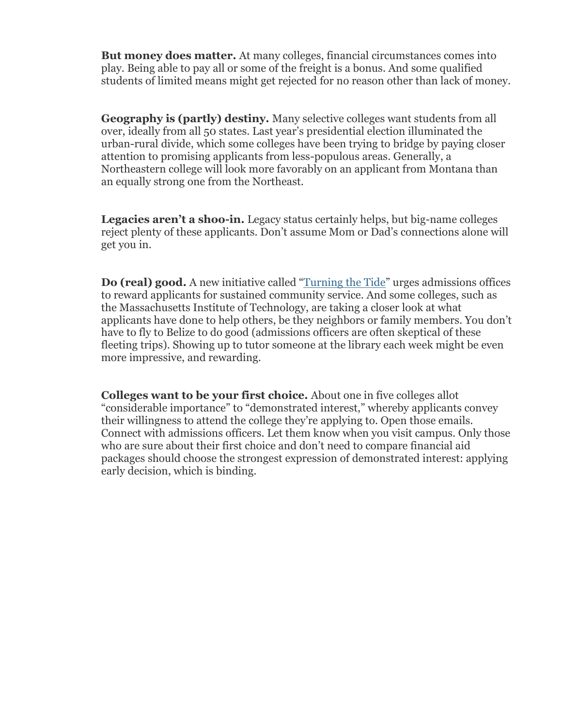**But money does matter.** At many colleges, financial circumstances comes into play. Being able to pay all or some of the freight is a bonus. And some qualified students of limited means might get rejected for no reason other than lack of money.

**Geography is (partly) destiny.** Many selective colleges want students from all over, ideally from all 50 states. Last year's presidential election illuminated the urban-rural divide, which some colleges have been trying to bridge by paying closer attention to promising applicants from less-populous areas. Generally, a Northeastern college will look more favorably on an applicant from Montana than an equally strong one from the Northeast.

**Legacies aren't a shoo-in.** Legacy status certainly helps, but big-name colleges reject plenty of these applicants. Don't assume Mom or Dad's connections alone will get you in.

**Do (real) good.** A new initiative called "Turning the Tide" urges admissions offices to reward applicants for sustained community service. And some colleges, such as the Massachusetts Institute of Technology, are taking a closer look at what applicants have done to help others, be they neighbors or family members. You don't have to fly to Belize to do good (admissions officers are often skeptical of these fleeting trips). Showing up to tutor someone at the library each week might be even more impressive, and rewarding.

**Colleges want to be your first choice.** About one in five colleges allot "considerable importance" to "demonstrated interest," whereby applicants convey their willingness to attend the college they're applying to. Open those emails. Connect with admissions officers. Let them know when you visit campus. Only those who are sure about their first choice and don't need to compare financial aid packages should choose the strongest expression of demonstrated interest: applying early decision, which is binding.